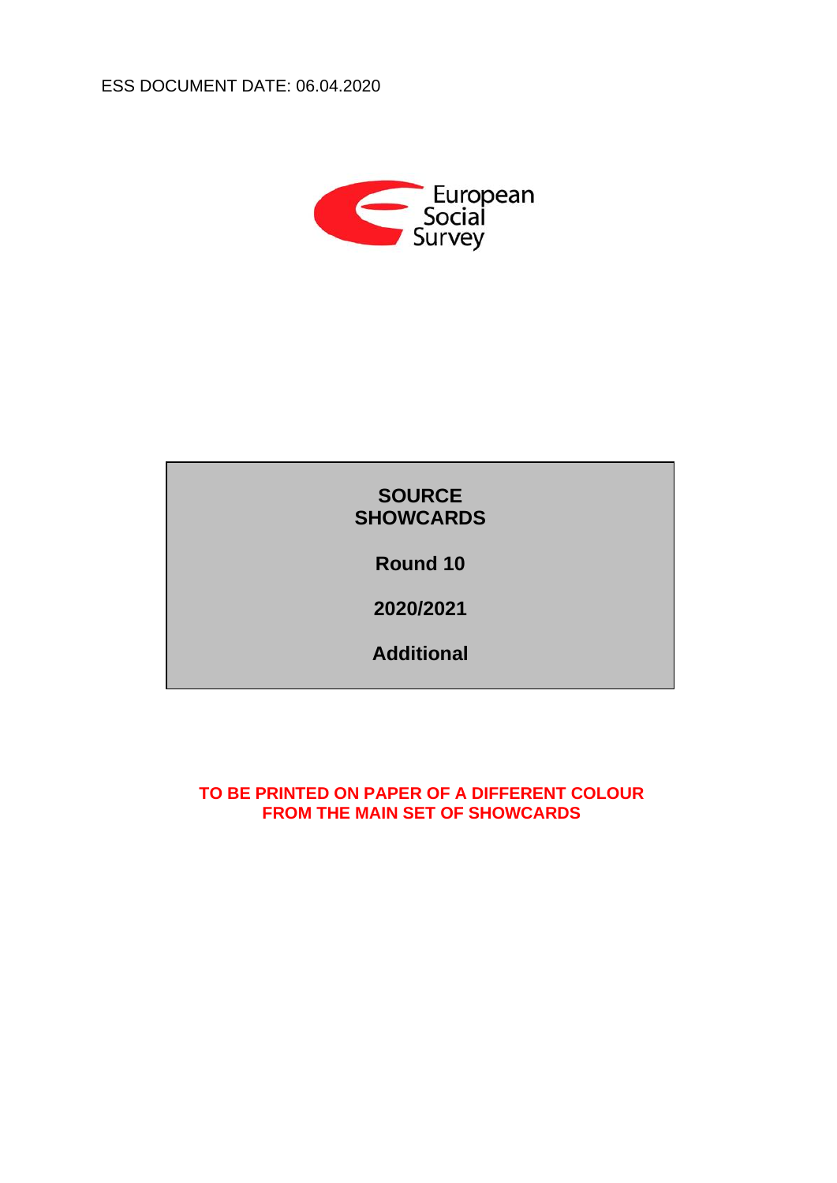ESS DOCUMENT DATE: 06.04.2020

European Social Survey

**SOURCE SHOWCARDS**

**Round 10**

**2020/2021**

**Additional**

**TO BE PRINTED ON PAPER OF A DIFFERENT COLOUR FROM THE MAIN SET OF SHOWCARDS**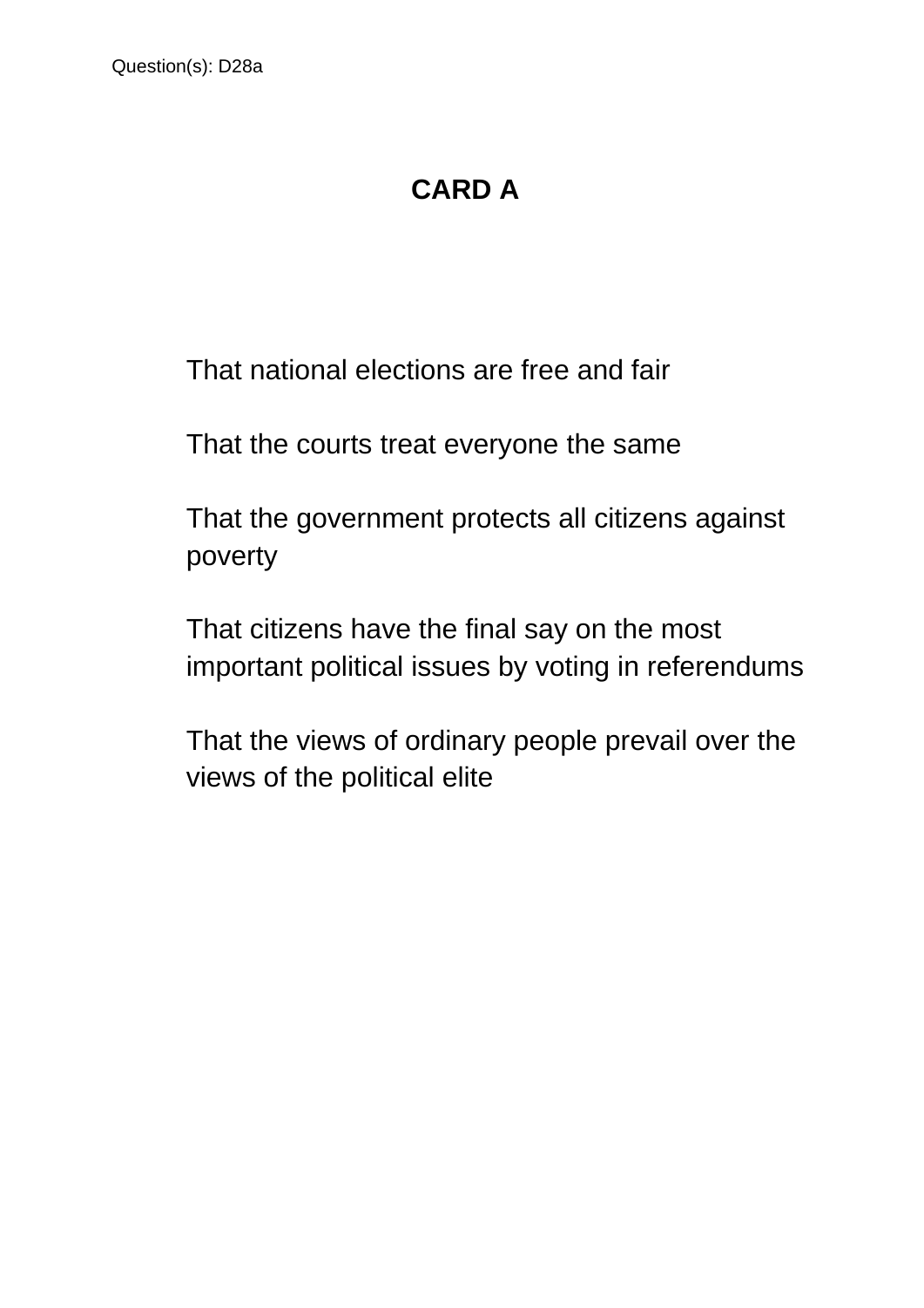Question(s): D28a

# CARD A

That national elections are free and fair

That the courts treat everyone the same

That the government protects all citizens against poverty

That citizens have the final say on the most important political issues by voting in referendums

That the views of ordinary people prevail over the views of the political elite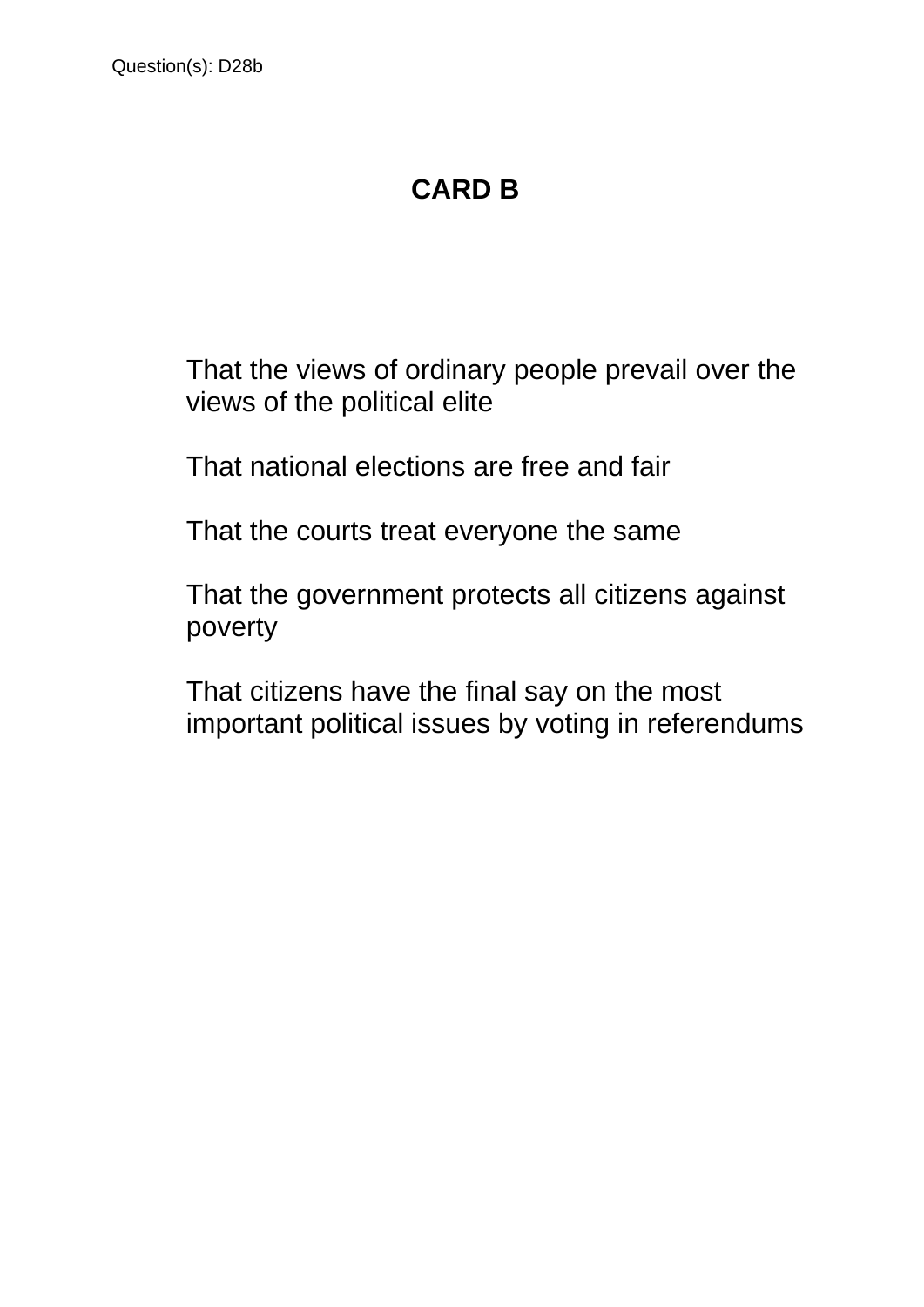Question(s): D28b

# CARD B

That the views of ordinary people prevail over the views of the political elite

That national elections are free and fair

That the courts treat everyone the same

That the government protects all citizens against poverty

That citizens have the final say on the most important political issues by voting in referendums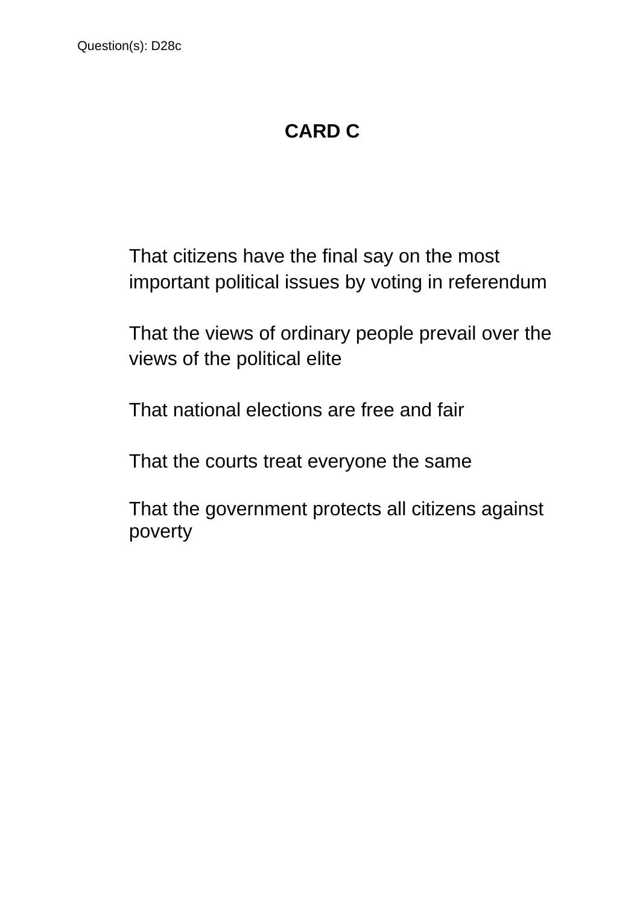Question(s): D28c

# CARD C

That citizens have the final say on the most important political issues by voting in referendum

That the views of ordinary people prevail over the views of the political elite

That national elections are free and fair

That the courts treat everyone the same

That the government protects all citizens against poverty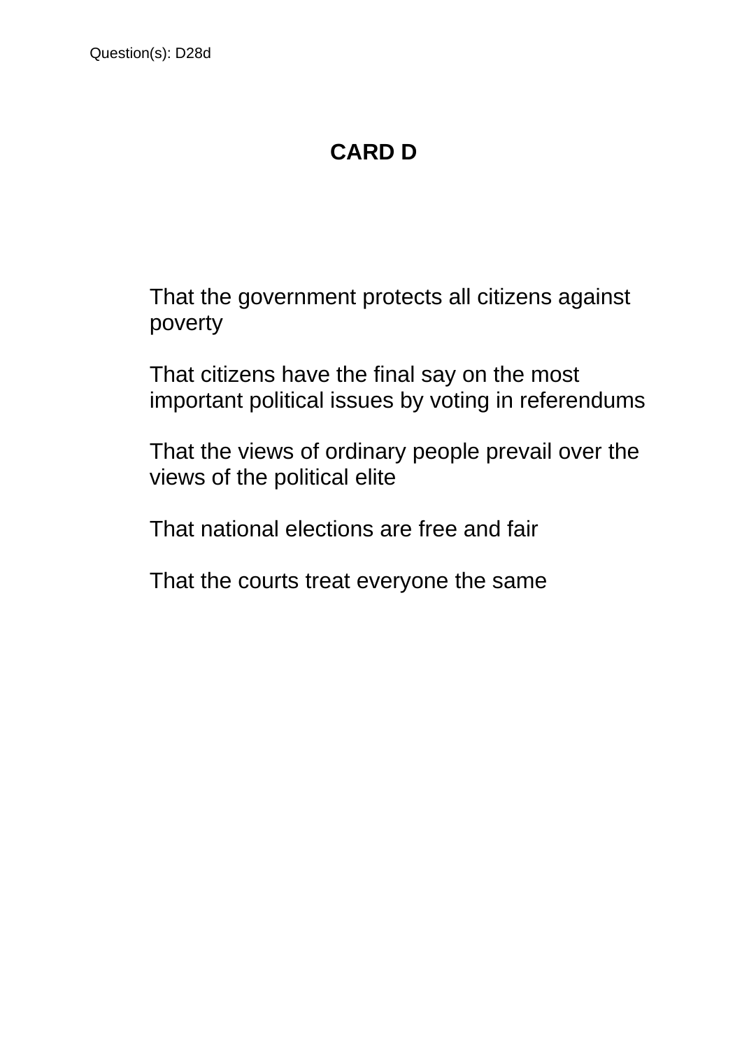Question(s): D28d

# CARD D

That the government protects all citizens against poverty

That citizens have the final say on the most important political issues by voting in referendums

That the views of ordinary people prevail over the views of the political elite

That national elections are free and fair

That the courts treat everyone the same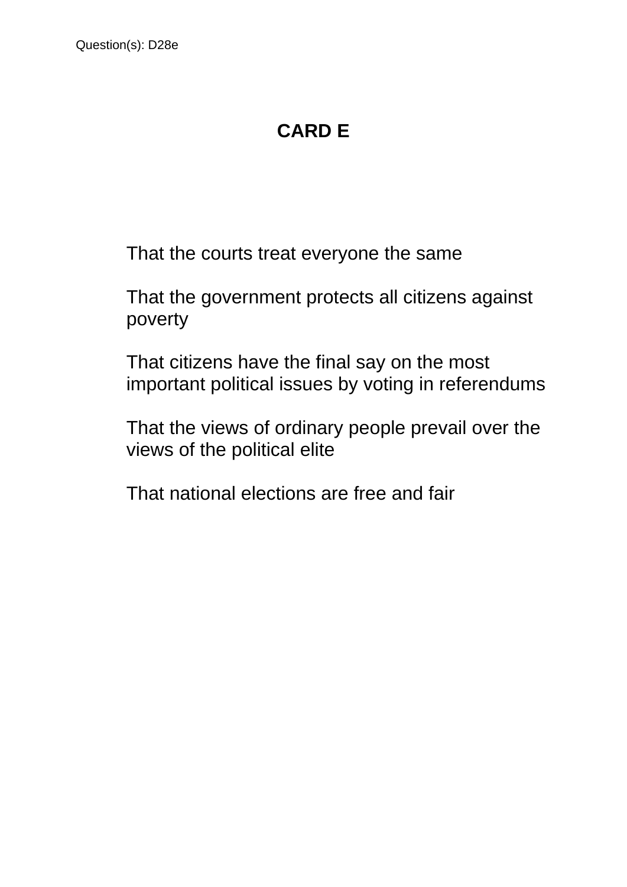Question(s): D28e

# CARD E

That the courts treat everyone the same

That the government protects all citizens against poverty

That citizens have the final say on the most important political issues by voting in referendums

That the views of ordinary people prevail over the views of the political elite

That national elections are free and fair